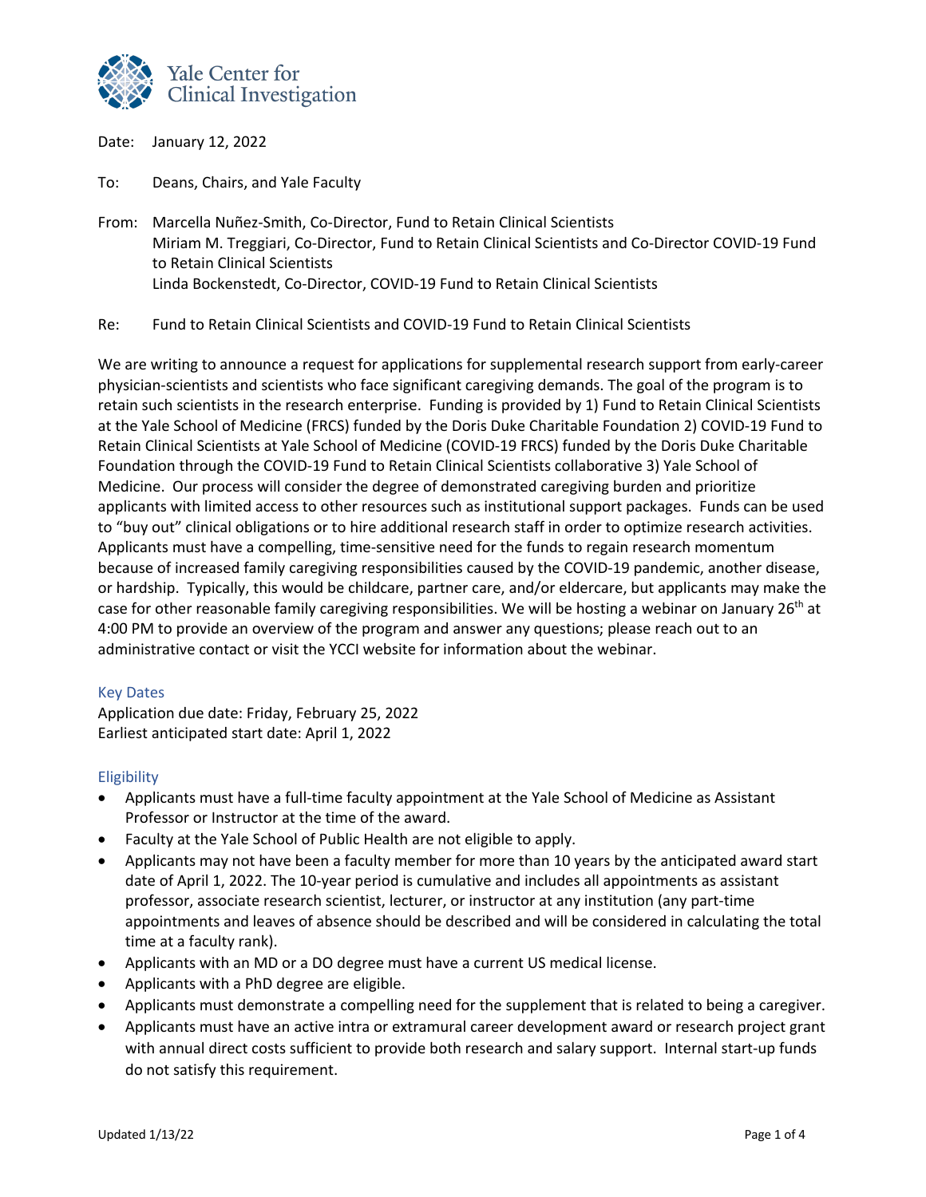Yale Center for Clinical Investigation

Date: January 12, 2022

To: Deans, Chairs, and Yale Faculty

From: Marcella Nuñez-Smith, Co-Director, Fund to Retain Clinical Scientists
Miriam M. Treggiari, Co-Director, Fund to Retain Clinical Scientists and Co-Director COVID-19 Fund to Retain Clinical Scientists
Linda Bockenstedt, Co-Director, COVID-19 Fund to Retain Clinical Scientists

Re: Fund to Retain Clinical Scientists and COVID-19 Fund to Retain Clinical Scientists

We are writing to announce a request for applications for supplemental research support from early-career physician-scientists and scientists who face significant caregiving demands. The goal of the program is to retain such scientists in the research enterprise. Funding is provided by 1) Fund to Retain Clinical Scientists at the Yale School of Medicine (FRCS) funded by the Doris Duke Charitable Foundation 2) COVID-19 Fund to Retain Clinical Scientists at Yale School of Medicine (COVID-19 FRCS) funded by the Doris Duke Charitable Foundation through the COVID-19 Fund to Retain Clinical Scientists collaborative 3) Yale School of Medicine. Our process will consider the degree of demonstrated caregiving burden and prioritize applicants with limited access to other resources such as institutional support packages. Funds can be used to "buy out" clinical obligations or to hire additional research staff in order to optimize research activities. Applicants must have a compelling, time-sensitive need for the funds to regain research momentum because of increased family caregiving responsibilities caused by the COVID-19 pandemic, another disease, or hardship. Typically, this would be childcare, partner care, and/or eldercare, but applicants may make the case for other reasonable family caregiving responsibilities. We will be hosting a webinar on January 26th at 4:00 PM to provide an overview of the program and answer any questions; please reach out to an administrative contact or visit the YCCI website for information about the webinar.

## Key Dates

Application due date: Friday, February 25, 2022
Earliest anticipated start date: April 1, 2022

## Eligibility

- Applicants must have a full-time faculty appointment at the Yale School of Medicine as Assistant Professor or Instructor at the time of the award.
- Faculty at the Yale School of Public Health are not eligible to apply.
- Applicants may not have been a faculty member for more than 10 years by the anticipated award start date of April 1, 2022. The 10-year period is cumulative and includes all appointments as assistant professor, associate research scientist, lecturer, or instructor at any institution (any part-time appointments and leaves of absence should be described and will be considered in calculating the total time at a faculty rank).
- Applicants with an MD or a DO degree must have a current US medical license.
- Applicants with a PhD degree are eligible.
- Applicants must demonstrate a compelling need for the supplement that is related to being a caregiver.
- Applicants must have an active intra or extramural career development award or research project grant with annual direct costs sufficient to provide both research and salary support. Internal start-up funds do not satisfy this requirement.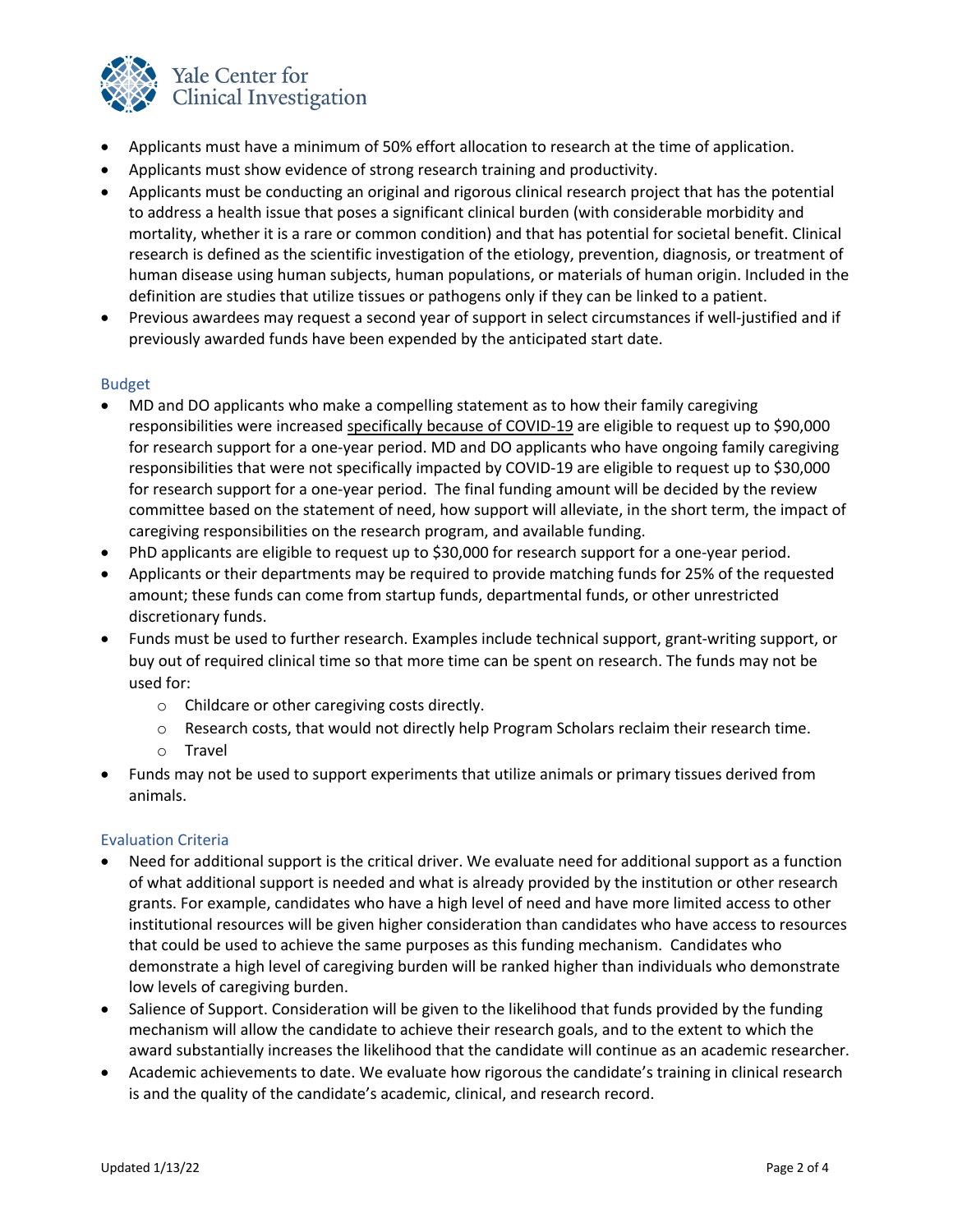- Applicants must have a minimum of 50% effort allocation to research at the time of application.
- Applicants must show evidence of strong research training and productivity.
- Applicants must be conducting an original and rigorous clinical research project that has the potential to address a health issue that poses a significant clinical burden (with considerable morbidity and mortality, whether it is a rare or common condition) and that has potential for societal benefit. Clinical research is defined as the scientific investigation of the etiology, prevention, diagnosis, or treatment of human disease using human subjects, human populations, or materials of human origin. Included in the definition are studies that utilize tissues or pathogens only if they can be linked to a patient.
- Previous awardees may request a second year of support in select circumstances if well-justified and if previously awarded funds have been expended by the anticipated start date.

## Budget

- MD and DO applicants who make a compelling statement as to how their family caregiving responsibilities were increased specifically because of COVID-19 are eligible to request up to $90,000 for research support for a one-year period. MD and DO applicants who have ongoing family caregiving responsibilities that were not specifically impacted by COVID-19 are eligible to request up to $30,000 for research support for a one-year period. The final funding amount will be decided by the review committee based on the statement of need, how support will alleviate, in the short term, the impact of caregiving responsibilities on the research program, and available funding.
- PhD applicants are eligible to request up to $30,000 for research support for a one-year period.
- Applicants or their departments may be required to provide matching funds for 25% of the requested amount; these funds can come from startup funds, departmental funds, or other unrestricted discretionary funds.
- Funds must be used to further research. Examples include technical support, grant-writing support, or buy out of required clinical time so that more time can be spent on research. The funds may not be used for:
  - Childcare or other caregiving costs directly.
  - Research costs, that would not directly help Program Scholars reclaim their research time.
  - Travel
- Funds may not be used to support experiments that utilize animals or primary tissues derived from animals.

## Evaluation Criteria

- Need for additional support is the critical driver. We evaluate need for additional support as a function of what additional support is needed and what is already provided by the institution or other research grants. For example, candidates who have a high level of need and have more limited access to other institutional resources will be given higher consideration than candidates who have access to resources that could be used to achieve the same purposes as this funding mechanism. Candidates who demonstrate a high level of caregiving burden will be ranked higher than individuals who demonstrate low levels of caregiving burden.
- Salience of Support. Consideration will be given to the likelihood that funds provided by the funding mechanism will allow the candidate to achieve their research goals, and to the extent to which the award substantially increases the likelihood that the candidate will continue as an academic researcher.
- Academic achievements to date. We evaluate how rigorous the candidate's training in clinical research is and the quality of the candidate's academic, clinical, and research record.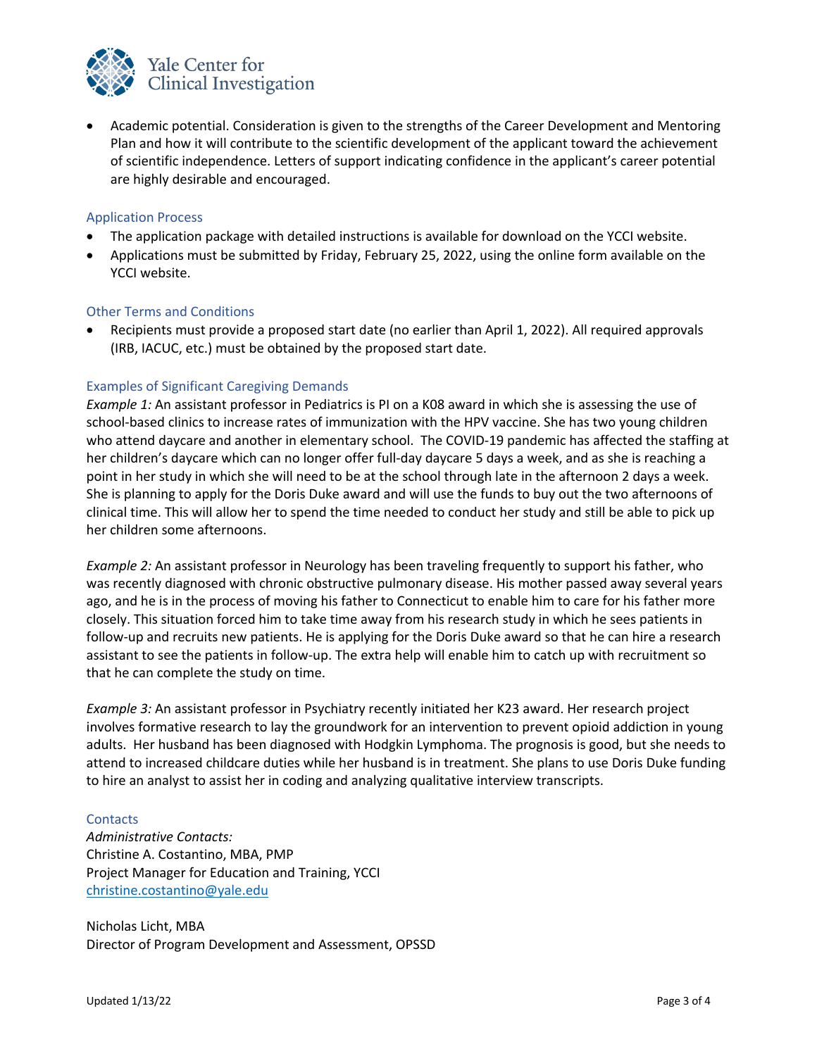- Academic potential. Consideration is given to the strengths of the Career Development and Mentoring Plan and how it will contribute to the scientific development of the applicant toward the achievement of scientific independence. Letters of support indicating confidence in the applicant's career potential are highly desirable and encouraged.

## Application Process

- The application package with detailed instructions is available for download on the YCCI website.
- Applications must be submitted by Friday, February 25, 2022, using the online form available on the YCCI website.

## Other Terms and Conditions

- Recipients must provide a proposed start date (no earlier than April 1, 2022). All required approvals (IRB, IACUC, etc.) must be obtained by the proposed start date.

## Examples of Significant Caregiving Demands

*Example 1:* An assistant professor in Pediatrics is PI on a K08 award in which she is assessing the use of school-based clinics to increase rates of immunization with the HPV vaccine. She has two young children who attend daycare and another in elementary school. The COVID-19 pandemic has affected the staffing at her children's daycare which can no longer offer full-day daycare 5 days a week, and as she is reaching a point in her study in which she will need to be at the school through late in the afternoon 2 days a week. She is planning to apply for the Doris Duke award and will use the funds to buy out the two afternoons of clinical time. This will allow her to spend the time needed to conduct her study and still be able to pick up her children some afternoons.

*Example 2:* An assistant professor in Neurology has been traveling frequently to support his father, who was recently diagnosed with chronic obstructive pulmonary disease. His mother passed away several years ago, and he is in the process of moving his father to Connecticut to enable him to care for his father more closely. This situation forced him to take time away from his research study in which he sees patients in follow-up and recruits new patients. He is applying for the Doris Duke award so that he can hire a research assistant to see the patients in follow-up. The extra help will enable him to catch up with recruitment so that he can complete the study on time.

*Example 3:* An assistant professor in Psychiatry recently initiated her K23 award. Her research project involves formative research to lay the groundwork for an intervention to prevent opioid addiction in young adults. Her husband has been diagnosed with Hodgkin Lymphoma. The prognosis is good, but she needs to attend to increased childcare duties while her husband is in treatment. She plans to use Doris Duke funding to hire an analyst to assist her in coding and analyzing qualitative interview transcripts.

## Contacts

*Administrative Contacts:*
Christine A. Costantino, MBA, PMP
Project Manager for Education and Training, YCCI
christine.costantino@yale.edu

Nicholas Licht, MBA
Director of Program Development and Assessment, OPSSD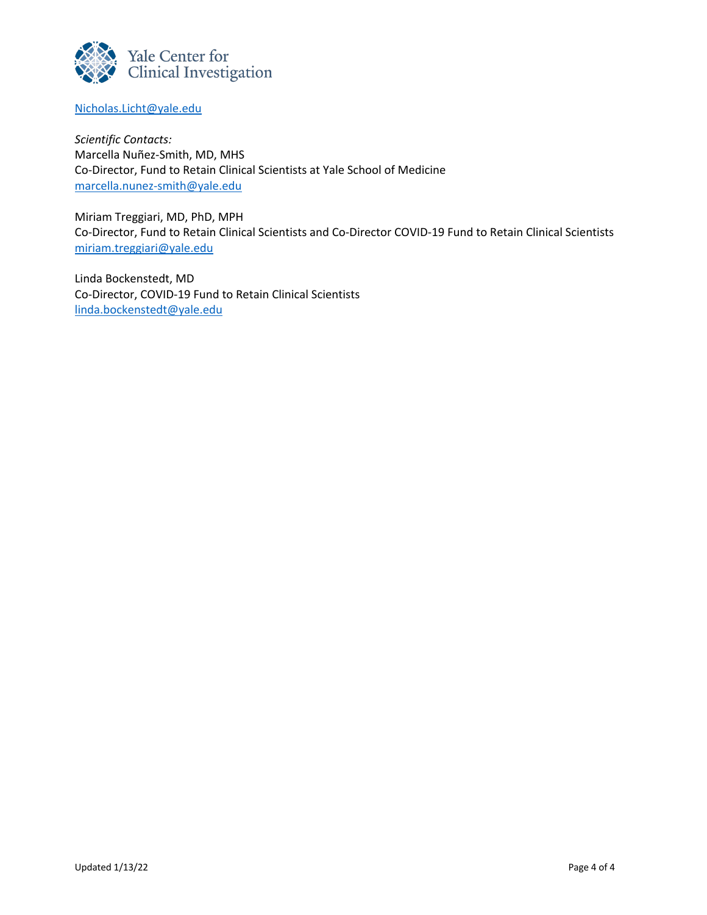Nicholas.Licht@yale.edu

*Scientific Contacts:*
Marcella Nuñez-Smith, MD, MHS
Co-Director, Fund to Retain Clinical Scientists at Yale School of Medicine
marcella.nunez-smith@yale.edu

Miriam Treggiari, MD, PhD, MPH
Co-Director, Fund to Retain Clinical Scientists and Co-Director COVID-19 Fund to Retain Clinical Scientists
miriam.treggiari@yale.edu

Linda Bockenstedt, MD
Co-Director, COVID-19 Fund to Retain Clinical Scientists
linda.bockenstedt@yale.edu